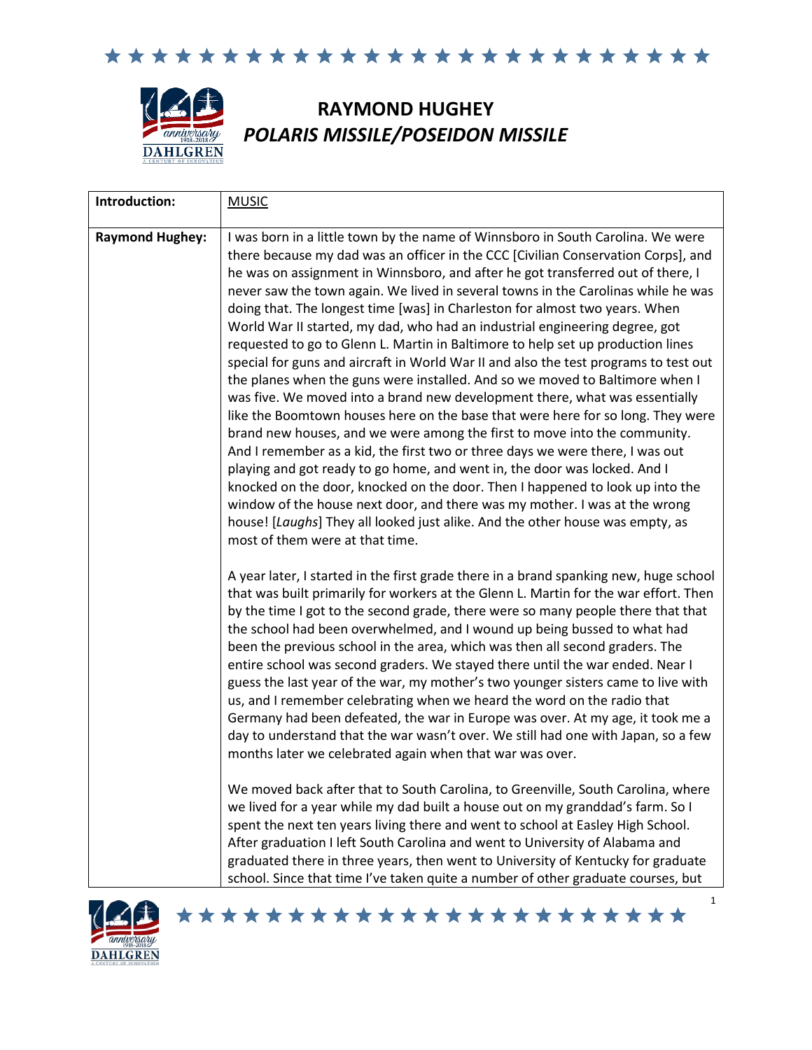# RAYMOND HUGHEY
## *POLARIS MISSILE/POSEIDON MISSILE*

| | |
|---|---|
| **Introduction:** | MUSIC |
| **Raymond Hughey:** | I was born in a little town by the name of Winnsboro in South Carolina. We were there because my dad was an officer in the CCC [Civilian Conservation Corps], and he was on assignment in Winnsboro, and after he got transferred out of there, I never saw the town again. We lived in several towns in the Carolinas while he was doing that. The longest time [was] in Charleston for almost two years. When World War II started, my dad, who had an industrial engineering degree, got requested to go to Glenn L. Martin in Baltimore to help set up production lines special for guns and aircraft in World War II and also the test programs to test out the planes when the guns were installed. And so we moved to Baltimore when I was five. We moved into a brand new development there, what was essentially like the Boomtown houses here on the base that were here for so long. They were brand new houses, and we were among the first to move into the community. And I remember as a kid, the first two or three days we were there, I was out playing and got ready to go home, and went in, the door was locked. And I knocked on the door, knocked on the door. Then I happened to look up into the window of the house next door, and there was my mother. I was at the wrong house! [*Laughs*] They all looked just alike. And the other house was empty, as most of them were at that time.<br><br>A year later, I started in the first grade there in a brand spanking new, huge school that was built primarily for workers at the Glenn L. Martin for the war effort. Then by the time I got to the second grade, there were so many people there that that the school had been overwhelmed, and I wound up being bussed to what had been the previous school in the area, which was then all second graders. The entire school was second graders. We stayed there until the war ended. Near I guess the last year of the war, my mother's two younger sisters came to live with us, and I remember celebrating when we heard the word on the radio that Germany had been defeated, the war in Europe was over. At my age, it took me a day to understand that the war wasn't over. We still had one with Japan, so a few months later we celebrated again when that war was over.<br><br>We moved back after that to South Carolina, to Greenville, South Carolina, where we lived for a year while my dad built a house out on my granddad's farm. So I spent the next ten years living there and went to school at Easley High School. After graduation I left South Carolina and went to University of Alabama and graduated there in three years, then went to University of Kentucky for graduate school. Since that time I've taken quite a number of other graduate courses, but |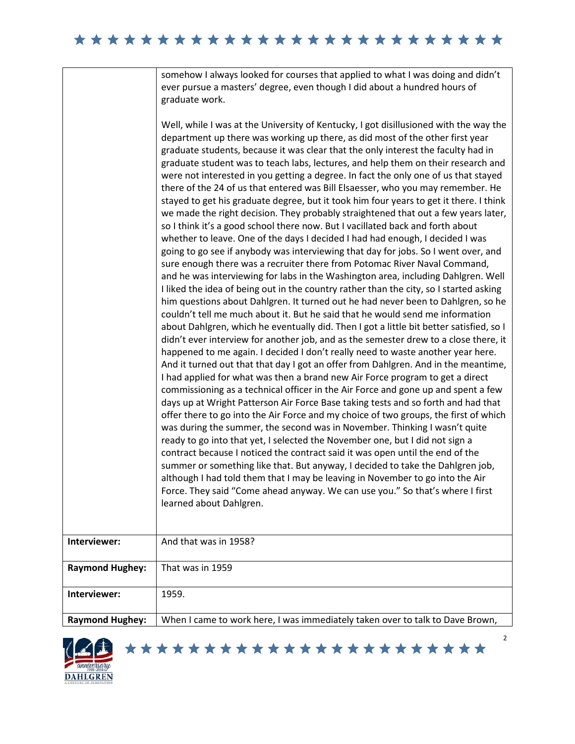| | |
|---|---|
| | somehow I always looked for courses that applied to what I was doing and didn't ever pursue a masters' degree, even though I did about a hundred hours of graduate work.<br><br>Well, while I was at the University of Kentucky, I got disillusioned with the way the department up there was working up there, as did most of the other first year graduate students, because it was clear that the only interest the faculty had in graduate student was to teach labs, lectures, and help them on their research and were not interested in you getting a degree. In fact the only one of us that stayed there of the 24 of us that entered was Bill Elsaesser, who you may remember. He stayed to get his graduate degree, but it took him four years to get it there. I think we made the right decision. They probably straightened that out a few years later, so I think it's a good school there now. But I vacillated back and forth about whether to leave. One of the days I decided I had had enough, I decided I was going to go see if anybody was interviewing that day for jobs. So I went over, and sure enough there was a recruiter there from Potomac River Naval Command, and he was interviewing for labs in the Washington area, including Dahlgren. Well I liked the idea of being out in the country rather than the city, so I started asking him questions about Dahlgren. It turned out he had never been to Dahlgren, so he couldn't tell me much about it. But he said that he would send me information about Dahlgren, which he eventually did. Then I got a little bit better satisfied, so I didn't ever interview for another job, and as the semester drew to a close there, it happened to me again. I decided I don't really need to waste another year here. And it turned out that that day I got an offer from Dahlgren. And in the meantime, I had applied for what was then a brand new Air Force program to get a direct commissioning as a technical officer in the Air Force and gone up and spent a few days up at Wright Patterson Air Force Base taking tests and so forth and had that offer there to go into the Air Force and my choice of two groups, the first of which was during the summer, the second was in November. Thinking I wasn't quite ready to go into that yet, I selected the November one, but I did not sign a contract because I noticed the contract said it was open until the end of the summer or something like that. But anyway, I decided to take the Dahlgren job, although I had told them that I may be leaving in November to go into the Air Force. They said "Come ahead anyway. We can use you." So that's where I first learned about Dahlgren. |
| **Interviewer:** | And that was in 1958? |
| **Raymond Hughey:** | That was in 1959 |
| **Interviewer:** | 1959. |
| **Raymond Hughey:** | When I came to work here, I was immediately taken over to talk to Dave Brown, |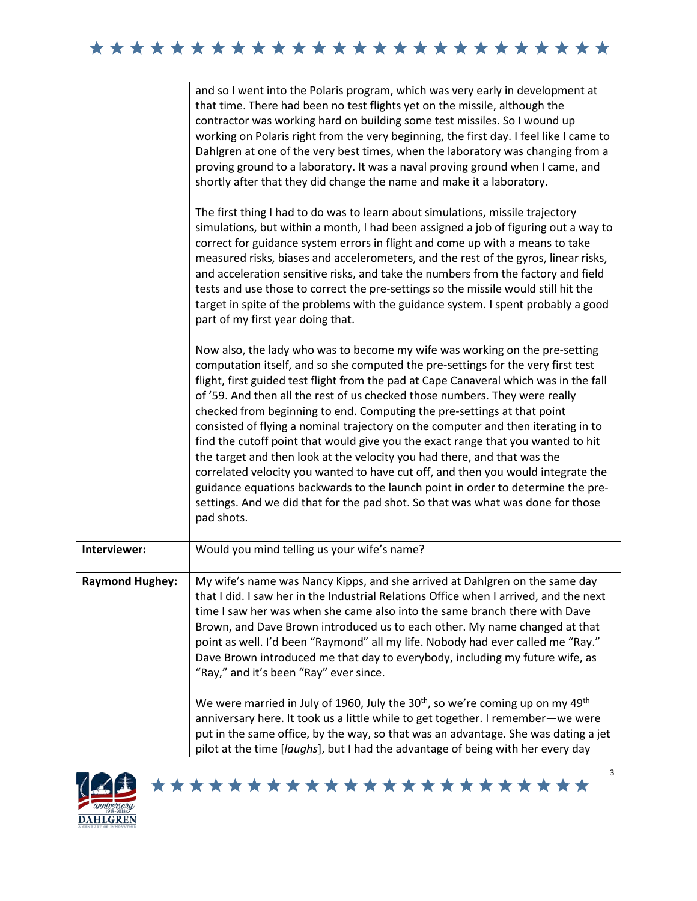| | |
|---|---|
| | and so I went into the Polaris program, which was very early in development at that time. There had been no test flights yet on the missile, although the contractor was working hard on building some test missiles. So I wound up working on Polaris right from the very beginning, the first day. I feel like I came to Dahlgren at one of the very best times, when the laboratory was changing from a proving ground to a laboratory. It was a naval proving ground when I came, and shortly after that they did change the name and make it a laboratory.<br><br>The first thing I had to do was to learn about simulations, missile trajectory simulations, but within a month, I had been assigned a job of figuring out a way to correct for guidance system errors in flight and come up with a means to take measured risks, biases and accelerometers, and the rest of the gyros, linear risks, and acceleration sensitive risks, and take the numbers from the factory and field tests and use those to correct the pre-settings so the missile would still hit the target in spite of the problems with the guidance system. I spent probably a good part of my first year doing that.<br><br>Now also, the lady who was to become my wife was working on the pre-setting computation itself, and so she computed the pre-settings for the very first test flight, first guided test flight from the pad at Cape Canaveral which was in the fall of '59. And then all the rest of us checked those numbers. They were really checked from beginning to end. Computing the pre-settings at that point consisted of flying a nominal trajectory on the computer and then iterating in to find the cutoff point that would give you the exact range that you wanted to hit the target and then look at the velocity you had there, and that was the correlated velocity you wanted to have cut off, and then you would integrate the guidance equations backwards to the launch point in order to determine the pre-settings. And we did that for the pad shot. So that was what was done for those pad shots. |
| **Interviewer:** | Would you mind telling us your wife's name? |
| **Raymond Hughey:** | My wife's name was Nancy Kipps, and she arrived at Dahlgren on the same day that I did. I saw her in the Industrial Relations Office when I arrived, and the next time I saw her was when she came also into the same branch there with Dave Brown, and Dave Brown introduced us to each other. My name changed at that point as well. I'd been "Raymond" all my life. Nobody had ever called me "Ray." Dave Brown introduced me that day to everybody, including my future wife, as "Ray," and it's been "Ray" ever since.<br><br>We were married in July of 1960, July the 30th, so we're coming up on my 49th anniversary here. It took us a little while to get together. I remember—we were put in the same office, by the way, so that was an advantage. She was dating a jet pilot at the time [*laughs*], but I had the advantage of being with her every day |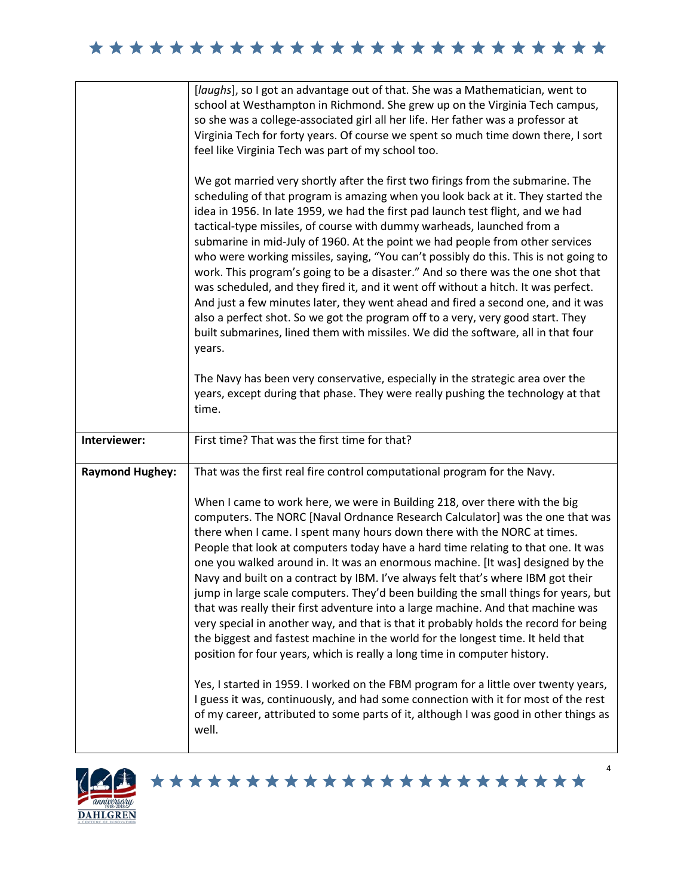| | |
|---|---|
| | [*laughs*], so I got an advantage out of that. She was a Mathematician, went to school at Westhampton in Richmond. She grew up on the Virginia Tech campus, so she was a college-associated girl all her life. Her father was a professor at Virginia Tech for forty years. Of course we spent so much time down there, I sort feel like Virginia Tech was part of my school too.<br><br>We got married very shortly after the first two firings from the submarine. The scheduling of that program is amazing when you look back at it. They started the idea in 1956. In late 1959, we had the first pad launch test flight, and we had tactical-type missiles, of course with dummy warheads, launched from a submarine in mid-July of 1960. At the point we had people from other services who were working missiles, saying, "You can't possibly do this. This is not going to work. This program's going to be a disaster." And so there was the one shot that was scheduled, and they fired it, and it went off without a hitch. It was perfect. And just a few minutes later, they went ahead and fired a second one, and it was also a perfect shot. So we got the program off to a very, very good start. They built submarines, lined them with missiles. We did the software, all in that four years.<br><br>The Navy has been very conservative, especially in the strategic area over the years, except during that phase. They were really pushing the technology at that time. |
| **Interviewer:** | First time? That was the first time for that? |
| **Raymond Hughey:** | That was the first real fire control computational program for the Navy.<br><br>When I came to work here, we were in Building 218, over there with the big computers. The NORC [Naval Ordnance Research Calculator] was the one that was there when I came. I spent many hours down there with the NORC at times. People that look at computers today have a hard time relating to that one. It was one you walked around in. It was an enormous machine. [It was] designed by the Navy and built on a contract by IBM. I've always felt that's where IBM got their jump in large scale computers. They'd been building the small things for years, but that was really their first adventure into a large machine. And that machine was very special in another way, and that is that it probably holds the record for being the biggest and fastest machine in the world for the longest time. It held that position for four years, which is really a long time in computer history.<br><br>Yes, I started in 1959. I worked on the FBM program for a little over twenty years, I guess it was, continuously, and had some connection with it for most of the rest of my career, attributed to some parts of it, although I was good in other things as well. |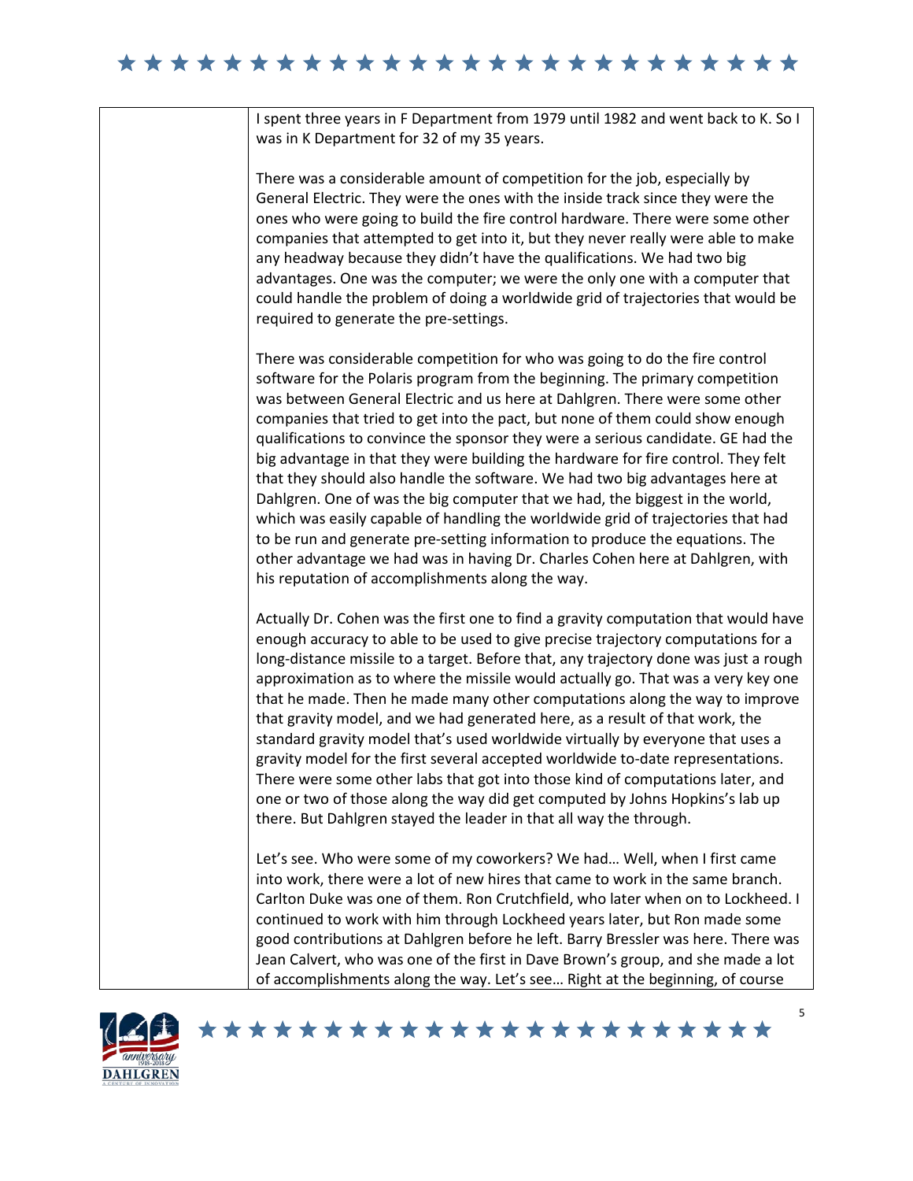I spent three years in F Department from 1979 until 1982 and went back to K. So I was in K Department for 32 of my 35 years.

There was a considerable amount of competition for the job, especially by General Electric. They were the ones with the inside track since they were the ones who were going to build the fire control hardware. There were some other companies that attempted to get into it, but they never really were able to make any headway because they didn't have the qualifications. We had two big advantages. One was the computer; we were the only one with a computer that could handle the problem of doing a worldwide grid of trajectories that would be required to generate the pre-settings.

There was considerable competition for who was going to do the fire control software for the Polaris program from the beginning. The primary competition was between General Electric and us here at Dahlgren. There were some other companies that tried to get into the pact, but none of them could show enough qualifications to convince the sponsor they were a serious candidate. GE had the big advantage in that they were building the hardware for fire control. They felt that they should also handle the software. We had two big advantages here at Dahlgren. One of was the big computer that we had, the biggest in the world, which was easily capable of handling the worldwide grid of trajectories that had to be run and generate pre-setting information to produce the equations. The other advantage we had was in having Dr. Charles Cohen here at Dahlgren, with his reputation of accomplishments along the way.

Actually Dr. Cohen was the first one to find a gravity computation that would have enough accuracy to able to be used to give precise trajectory computations for a long-distance missile to a target. Before that, any trajectory done was just a rough approximation as to where the missile would actually go. That was a very key one that he made. Then he made many other computations along the way to improve that gravity model, and we had generated here, as a result of that work, the standard gravity model that's used worldwide virtually by everyone that uses a gravity model for the first several accepted worldwide to-date representations. There were some other labs that got into those kind of computations later, and one or two of those along the way did get computed by Johns Hopkins's lab up there. But Dahlgren stayed the leader in that all way the through.

Let's see. Who were some of my coworkers? We had… Well, when I first came into work, there were a lot of new hires that came to work in the same branch. Carlton Duke was one of them. Ron Crutchfield, who later when on to Lockheed. I continued to work with him through Lockheed years later, but Ron made some good contributions at Dahlgren before he left. Barry Bressler was here. There was Jean Calvert, who was one of the first in Dave Brown's group, and she made a lot of accomplishments along the way. Let's see… Right at the beginning, of course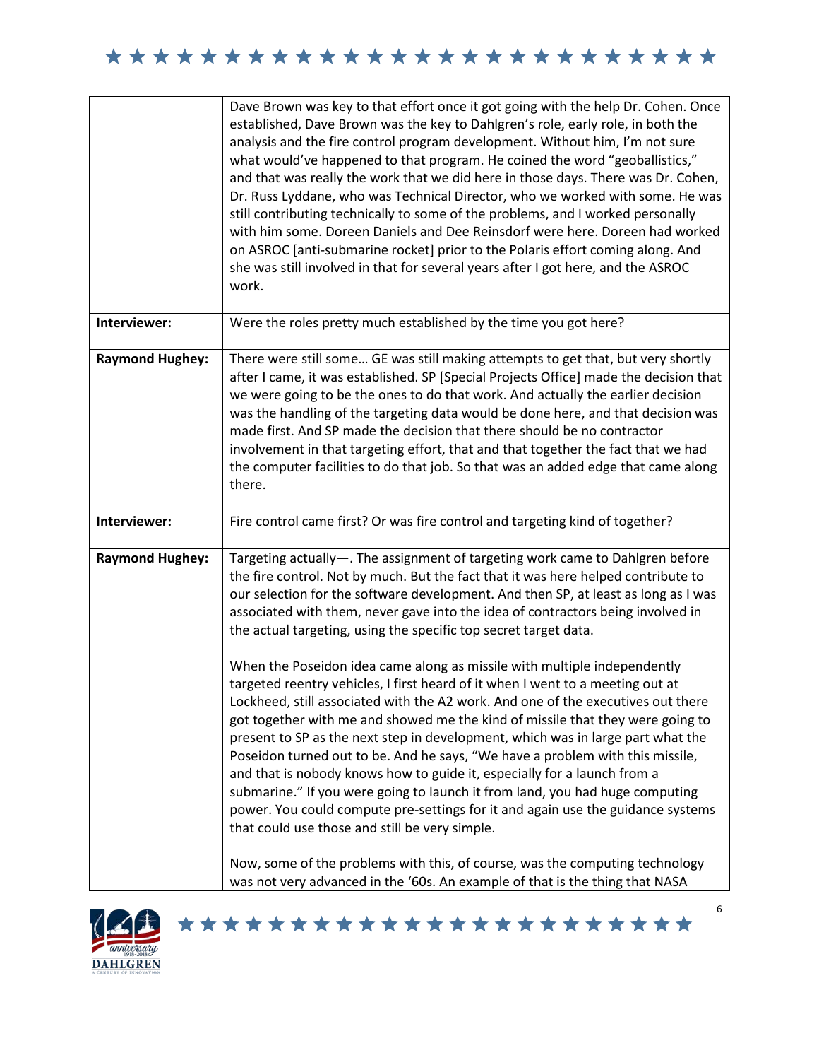| | |
|---|---|
| | Dave Brown was key to that effort once it got going with the help Dr. Cohen. Once established, Dave Brown was the key to Dahlgren's role, early role, in both the analysis and the fire control program development. Without him, I'm not sure what would've happened to that program. He coined the word "geoballistics," and that was really the work that we did here in those days. There was Dr. Cohen, Dr. Russ Lyddane, who was Technical Director, who we worked with some. He was still contributing technically to some of the problems, and I worked personally with him some. Doreen Daniels and Dee Reinsdorf were here. Doreen had worked on ASROC [anti-submarine rocket] prior to the Polaris effort coming along. And she was still involved in that for several years after I got here, and the ASROC work. |
| **Interviewer:** | Were the roles pretty much established by the time you got here? |
| **Raymond Hughey:** | There were still some… GE was still making attempts to get that, but very shortly after I came, it was established. SP [Special Projects Office] made the decision that we were going to be the ones to do that work. And actually the earlier decision was the handling of the targeting data would be done here, and that decision was made first. And SP made the decision that there should be no contractor involvement in that targeting effort, that and that together the fact that we had the computer facilities to do that job. So that was an added edge that came along there. |
| **Interviewer:** | Fire control came first? Or was fire control and targeting kind of together? |
| **Raymond Hughey:** | Targeting actually—. The assignment of targeting work came to Dahlgren before the fire control. Not by much. But the fact that it was here helped contribute to our selection for the software development. And then SP, at least as long as I was associated with them, never gave into the idea of contractors being involved in the actual targeting, using the specific top secret target data.<br><br>When the Poseidon idea came along as missile with multiple independently targeted reentry vehicles, I first heard of it when I went to a meeting out at Lockheed, still associated with the A2 work. And one of the executives out there got together with me and showed me the kind of missile that they were going to present to SP as the next step in development, which was in large part what the Poseidon turned out to be. And he says, "We have a problem with this missile, and that is nobody knows how to guide it, especially for a launch from a submarine." If you were going to launch it from land, you had huge computing power. You could compute pre-settings for it and again use the guidance systems that could use those and still be very simple.<br><br>Now, some of the problems with this, of course, was the computing technology was not very advanced in the '60s. An example of that is the thing that NASA |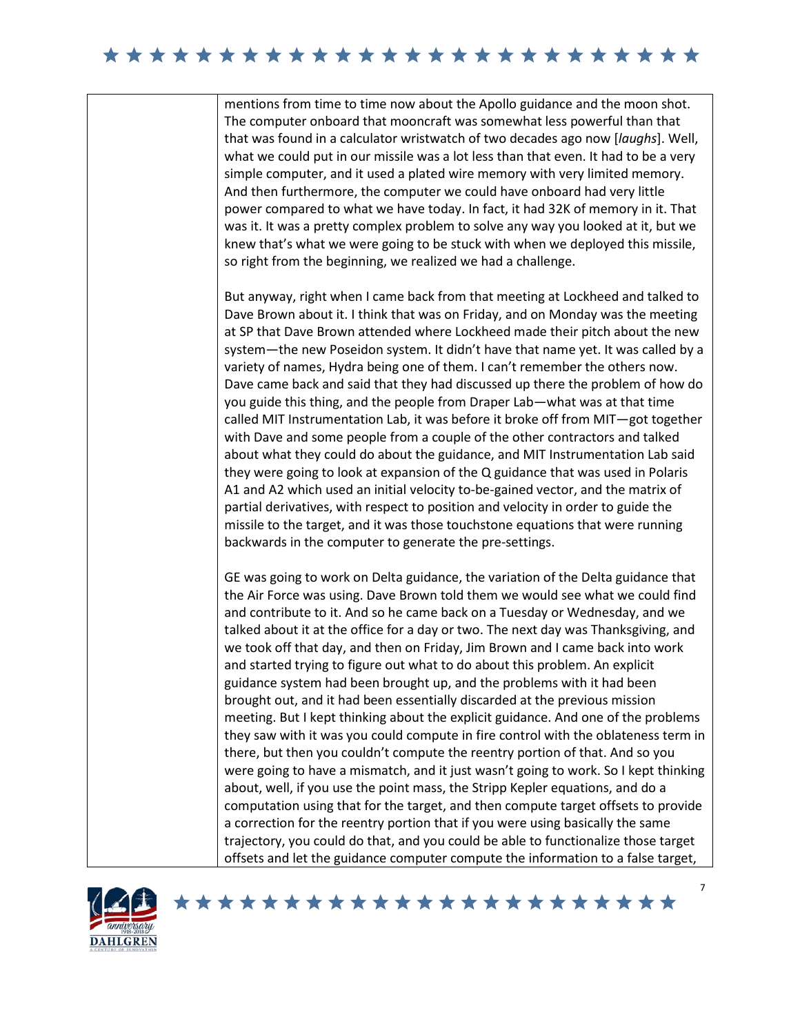mentions from time to time now about the Apollo guidance and the moon shot. The computer onboard that mooncraft was somewhat less powerful than that that was found in a calculator wristwatch of two decades ago now [*laughs*]. Well, what we could put in our missile was a lot less than that even. It had to be a very simple computer, and it used a plated wire memory with very limited memory. And then furthermore, the computer we could have onboard had very little power compared to what we have today. In fact, it had 32K of memory in it. That was it. It was a pretty complex problem to solve any way you looked at it, but we knew that's what we were going to be stuck with when we deployed this missile, so right from the beginning, we realized we had a challenge.

But anyway, right when I came back from that meeting at Lockheed and talked to Dave Brown about it. I think that was on Friday, and on Monday was the meeting at SP that Dave Brown attended where Lockheed made their pitch about the new system—the new Poseidon system. It didn't have that name yet. It was called by a variety of names, Hydra being one of them. I can't remember the others now. Dave came back and said that they had discussed up there the problem of how do you guide this thing, and the people from Draper Lab—what was at that time called MIT Instrumentation Lab, it was before it broke off from MIT—got together with Dave and some people from a couple of the other contractors and talked about what they could do about the guidance, and MIT Instrumentation Lab said they were going to look at expansion of the Q guidance that was used in Polaris A1 and A2 which used an initial velocity to-be-gained vector, and the matrix of partial derivatives, with respect to position and velocity in order to guide the missile to the target, and it was those touchstone equations that were running backwards in the computer to generate the pre-settings.

GE was going to work on Delta guidance, the variation of the Delta guidance that the Air Force was using. Dave Brown told them we would see what we could find and contribute to it. And so he came back on a Tuesday or Wednesday, and we talked about it at the office for a day or two. The next day was Thanksgiving, and we took off that day, and then on Friday, Jim Brown and I came back into work and started trying to figure out what to do about this problem. An explicit guidance system had been brought up, and the problems with it had been brought out, and it had been essentially discarded at the previous mission meeting. But I kept thinking about the explicit guidance. And one of the problems they saw with it was you could compute in fire control with the oblateness term in there, but then you couldn't compute the reentry portion of that. And so you were going to have a mismatch, and it just wasn't going to work. So I kept thinking about, well, if you use the point mass, the Stripp Kepler equations, and do a computation using that for the target, and then compute target offsets to provide a correction for the reentry portion that if you were using basically the same trajectory, you could do that, and you could be able to functionalize those target offsets and let the guidance computer compute the information to a false target,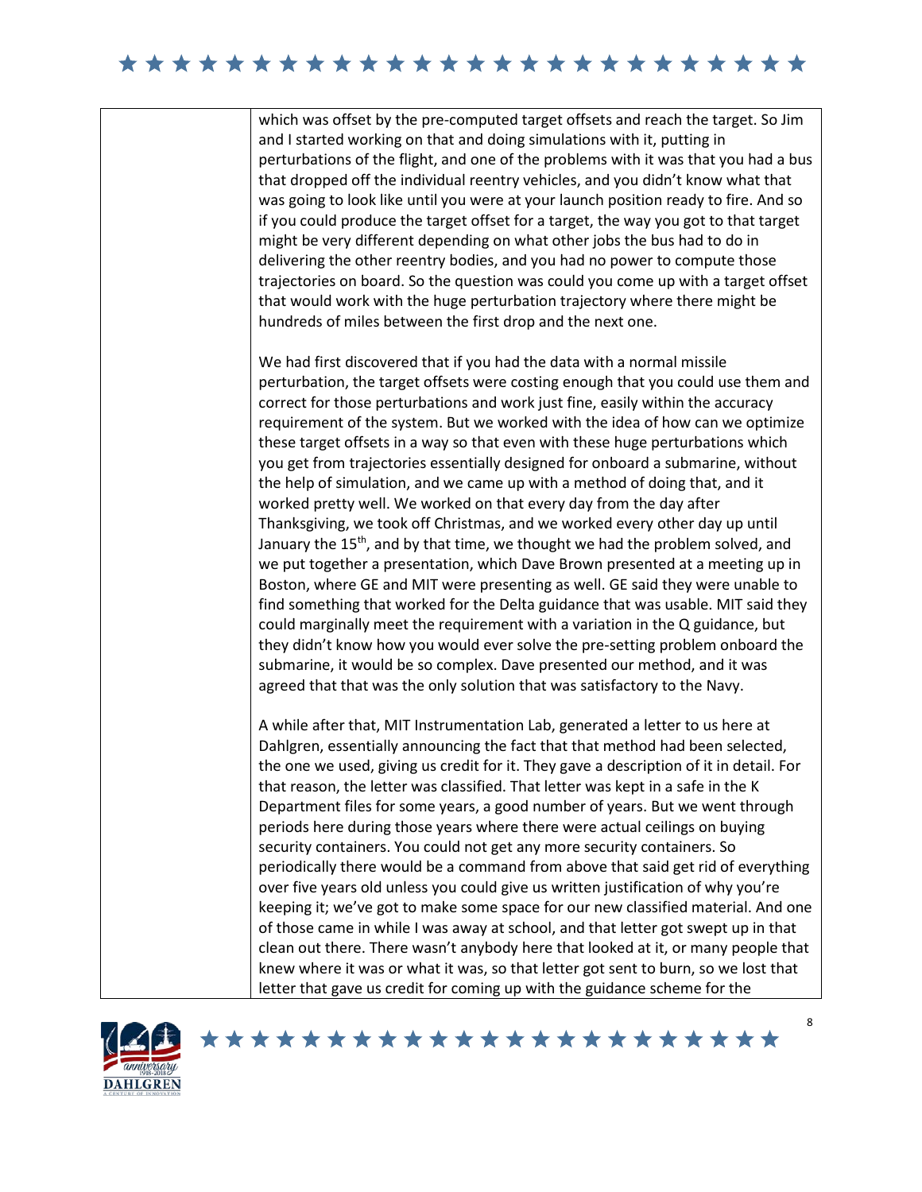which was offset by the pre-computed target offsets and reach the target. So Jim and I started working on that and doing simulations with it, putting in perturbations of the flight, and one of the problems with it was that you had a bus that dropped off the individual reentry vehicles, and you didn't know what that was going to look like until you were at your launch position ready to fire. And so if you could produce the target offset for a target, the way you got to that target might be very different depending on what other jobs the bus had to do in delivering the other reentry bodies, and you had no power to compute those trajectories on board. So the question was could you come up with a target offset that would work with the huge perturbation trajectory where there might be hundreds of miles between the first drop and the next one.

We had first discovered that if you had the data with a normal missile perturbation, the target offsets were costing enough that you could use them and correct for those perturbations and work just fine, easily within the accuracy requirement of the system. But we worked with the idea of how can we optimize these target offsets in a way so that even with these huge perturbations which you get from trajectories essentially designed for onboard a submarine, without the help of simulation, and we came up with a method of doing that, and it worked pretty well. We worked on that every day from the day after Thanksgiving, we took off Christmas, and we worked every other day up until January the 15th, and by that time, we thought we had the problem solved, and we put together a presentation, which Dave Brown presented at a meeting up in Boston, where GE and MIT were presenting as well. GE said they were unable to find something that worked for the Delta guidance that was usable. MIT said they could marginally meet the requirement with a variation in the Q guidance, but they didn't know how you would ever solve the pre-setting problem onboard the submarine, it would be so complex. Dave presented our method, and it was agreed that that was the only solution that was satisfactory to the Navy.

A while after that, MIT Instrumentation Lab, generated a letter to us here at Dahlgren, essentially announcing the fact that that method had been selected, the one we used, giving us credit for it. They gave a description of it in detail. For that reason, the letter was classified. That letter was kept in a safe in the K Department files for some years, a good number of years. But we went through periods here during those years where there were actual ceilings on buying security containers. You could not get any more security containers. So periodically there would be a command from above that said get rid of everything over five years old unless you could give us written justification of why you're keeping it; we've got to make some space for our new classified material. And one of those came in while I was away at school, and that letter got swept up in that clean out there. There wasn't anybody here that looked at it, or many people that knew where it was or what it was, so that letter got sent to burn, so we lost that letter that gave us credit for coming up with the guidance scheme for the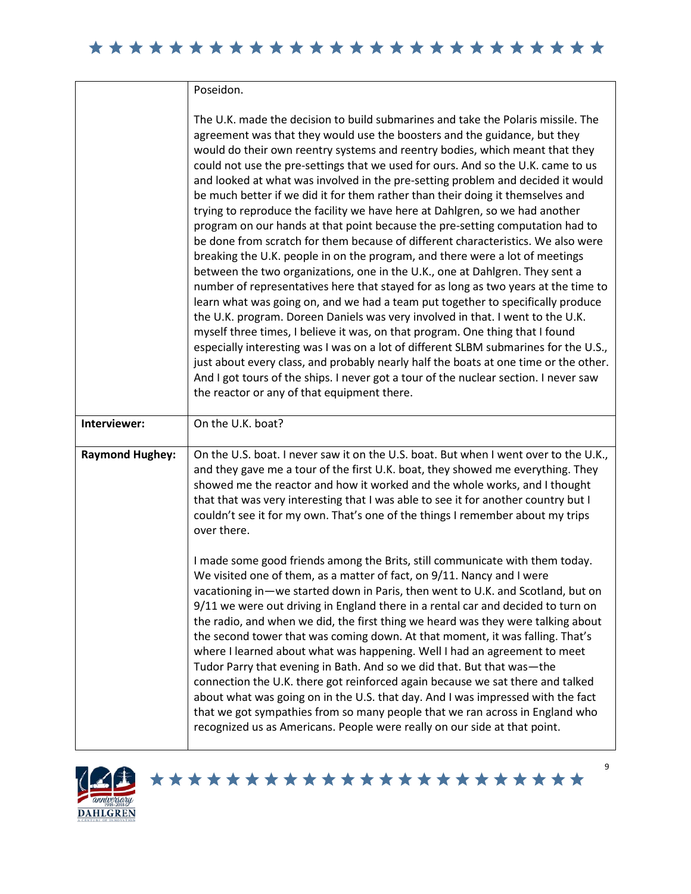| | |
|---|---|
| | Poseidon.<br><br>The U.K. made the decision to build submarines and take the Polaris missile. The agreement was that they would use the boosters and the guidance, but they would do their own reentry systems and reentry bodies, which meant that they could not use the pre-settings that we used for ours. And so the U.K. came to us and looked at what was involved in the pre-setting problem and decided it would be much better if we did it for them rather than their doing it themselves and trying to reproduce the facility we have here at Dahlgren, so we had another program on our hands at that point because the pre-setting computation had to be done from scratch for them because of different characteristics. We also were breaking the U.K. people in on the program, and there were a lot of meetings between the two organizations, one in the U.K., one at Dahlgren. They sent a number of representatives here that stayed for as long as two years at the time to learn what was going on, and we had a team put together to specifically produce the U.K. program. Doreen Daniels was very involved in that. I went to the U.K. myself three times, I believe it was, on that program. One thing that I found especially interesting was I was on a lot of different SLBM submarines for the U.S., just about every class, and probably nearly half the boats at one time or the other. And I got tours of the ships. I never got a tour of the nuclear section. I never saw the reactor or any of that equipment there. |
| **Interviewer:** | On the U.K. boat? |
| **Raymond Hughey:** | On the U.S. boat. I never saw it on the U.S. boat. But when I went over to the U.K., and they gave me a tour of the first U.K. boat, they showed me everything. They showed me the reactor and how it worked and the whole works, and I thought that that was very interesting that I was able to see it for another country but I couldn't see it for my own. That's one of the things I remember about my trips over there.<br><br>I made some good friends among the Brits, still communicate with them today. We visited one of them, as a matter of fact, on 9/11. Nancy and I were vacationing in—we started down in Paris, then went to U.K. and Scotland, but on 9/11 we were out driving in England there in a rental car and decided to turn on the radio, and when we did, the first thing we heard was they were talking about the second tower that was coming down. At that moment, it was falling. That's where I learned about what was happening. Well I had an agreement to meet Tudor Parry that evening in Bath. And so we did that. But that was—the connection the U.K. there got reinforced again because we sat there and talked about what was going on in the U.S. that day. And I was impressed with the fact that we got sympathies from so many people that we ran across in England who recognized us as Americans. People were really on our side at that point. |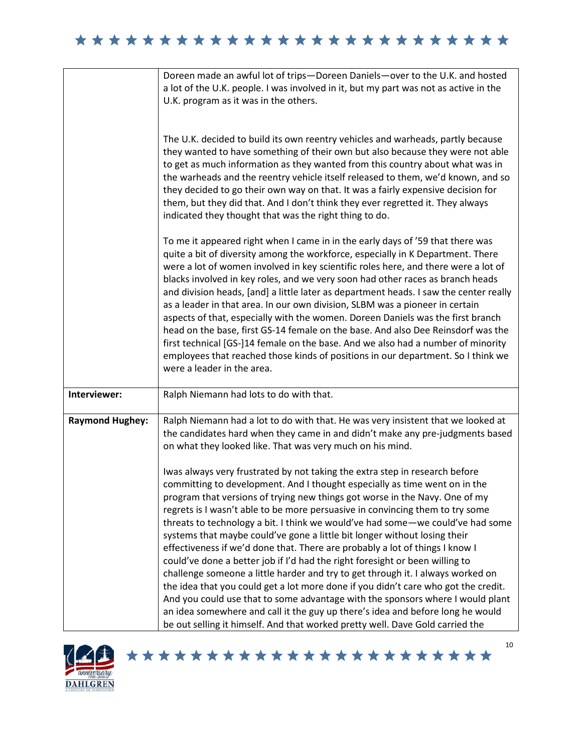| | |
|---|---|
| | Doreen made an awful lot of trips—Doreen Daniels—over to the U.K. and hosted a lot of the U.K. people. I was involved in it, but my part was not as active in the U.K. program as it was in the others.<br><br>The U.K. decided to build its own reentry vehicles and warheads, partly because they wanted to have something of their own but also because they were not able to get as much information as they wanted from this country about what was in the warheads and the reentry vehicle itself released to them, we'd known, and so they decided to go their own way on that. It was a fairly expensive decision for them, but they did that. And I don't think they ever regretted it. They always indicated they thought that was the right thing to do.<br><br>To me it appeared right when I came in in the early days of '59 that there was quite a bit of diversity among the workforce, especially in K Department. There were a lot of women involved in key scientific roles here, and there were a lot of blacks involved in key roles, and we very soon had other races as branch heads and division heads, [and] a little later as department heads. I saw the center really as a leader in that area. In our own division, SLBM was a pioneer in certain aspects of that, especially with the women. Doreen Daniels was the first branch head on the base, first GS-14 female on the base. And also Dee Reinsdorf was the first technical [GS-]14 female on the base. And we also had a number of minority employees that reached those kinds of positions in our department. So I think we were a leader in the area. |
| **Interviewer:** | Ralph Niemann had lots to do with that. |
| **Raymond Hughey:** | Ralph Niemann had a lot to do with that. He was very insistent that we looked at the candidates hard when they came in and didn't make any pre-judgments based on what they looked like. That was very much on his mind.<br><br>Iwas always very frustrated by not taking the extra step in research before committing to development. And I thought especially as time went on in the program that versions of trying new things got worse in the Navy. One of my regrets is I wasn't able to be more persuasive in convincing them to try some threats to technology a bit. I think we would've had some—we could've had some systems that maybe could've gone a little bit longer without losing their effectiveness if we'd done that. There are probably a lot of things I know I could've done a better job if I'd had the right foresight or been willing to challenge someone a little harder and try to get through it. I always worked on the idea that you could get a lot more done if you didn't care who got the credit. And you could use that to some advantage with the sponsors where I would plant an idea somewhere and call it the guy up there's idea and before long he would be out selling it himself. And that worked pretty well. Dave Gold carried the |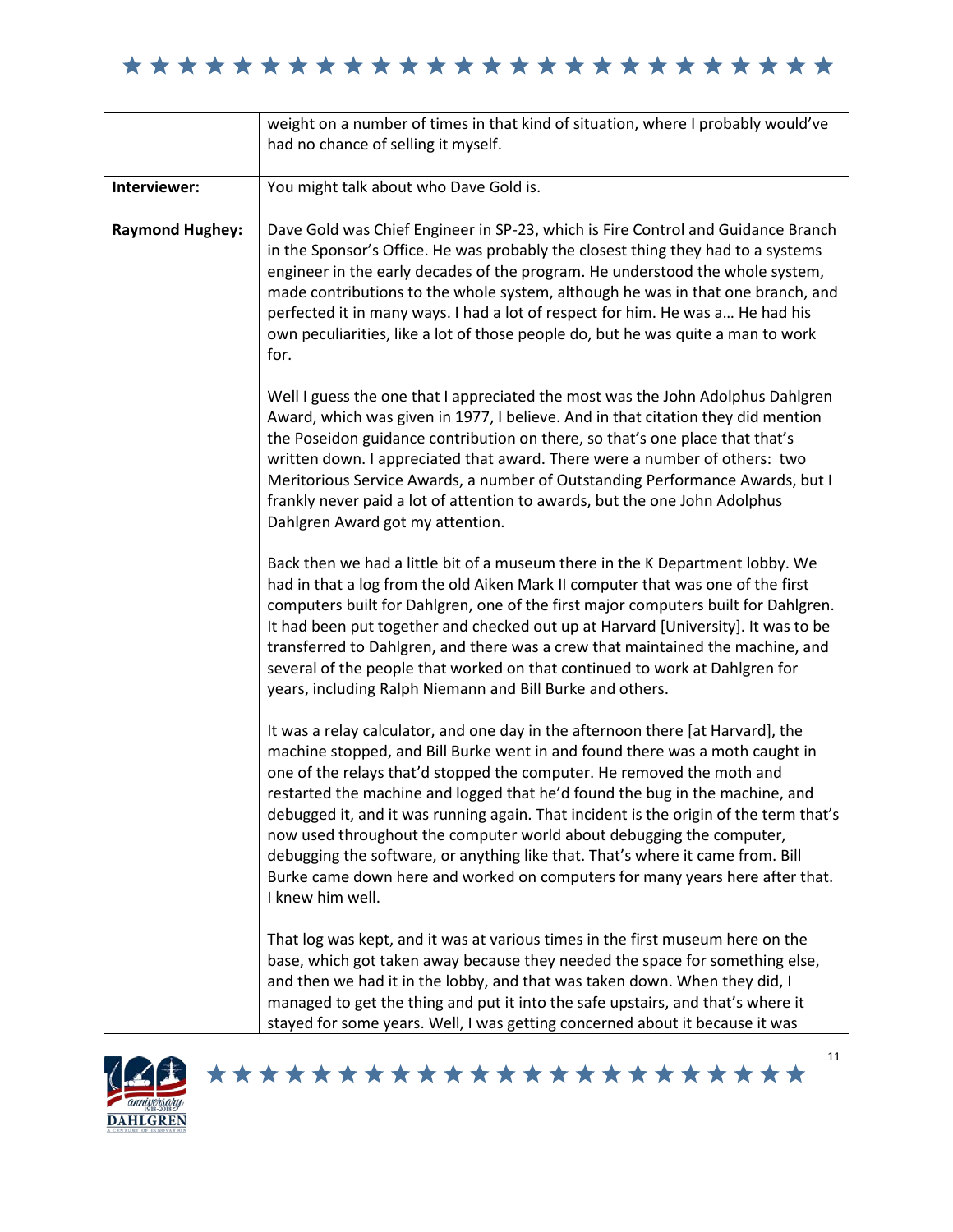| | |
|---|---|
| | weight on a number of times in that kind of situation, where I probably would've had no chance of selling it myself. |
| **Interviewer:** | You might talk about who Dave Gold is. |
| **Raymond Hughey:** | Dave Gold was Chief Engineer in SP-23, which is Fire Control and Guidance Branch in the Sponsor's Office. He was probably the closest thing they had to a systems engineer in the early decades of the program. He understood the whole system, made contributions to the whole system, although he was in that one branch, and perfected it in many ways. I had a lot of respect for him. He was a… He had his own peculiarities, like a lot of those people do, but he was quite a man to work for.<br><br>Well I guess the one that I appreciated the most was the John Adolphus Dahlgren Award, which was given in 1977, I believe. And in that citation they did mention the Poseidon guidance contribution on there, so that's one place that that's written down. I appreciated that award. There were a number of others: two Meritorious Service Awards, a number of Outstanding Performance Awards, but I frankly never paid a lot of attention to awards, but the one John Adolphus Dahlgren Award got my attention.<br><br>Back then we had a little bit of a museum there in the K Department lobby. We had in that a log from the old Aiken Mark II computer that was one of the first computers built for Dahlgren, one of the first major computers built for Dahlgren. It had been put together and checked out up at Harvard [University]. It was to be transferred to Dahlgren, and there was a crew that maintained the machine, and several of the people that worked on that continued to work at Dahlgren for years, including Ralph Niemann and Bill Burke and others.<br><br>It was a relay calculator, and one day in the afternoon there [at Harvard], the machine stopped, and Bill Burke went in and found there was a moth caught in one of the relays that'd stopped the computer. He removed the moth and restarted the machine and logged that he'd found the bug in the machine, and debugged it, and it was running again. That incident is the origin of the term that's now used throughout the computer world about debugging the computer, debugging the software, or anything like that. That's where it came from. Bill Burke came down here and worked on computers for many years here after that. I knew him well.<br><br>That log was kept, and it was at various times in the first museum here on the base, which got taken away because they needed the space for something else, and then we had it in the lobby, and that was taken down. When they did, I managed to get the thing and put it into the safe upstairs, and that's where it stayed for some years. Well, I was getting concerned about it because it was |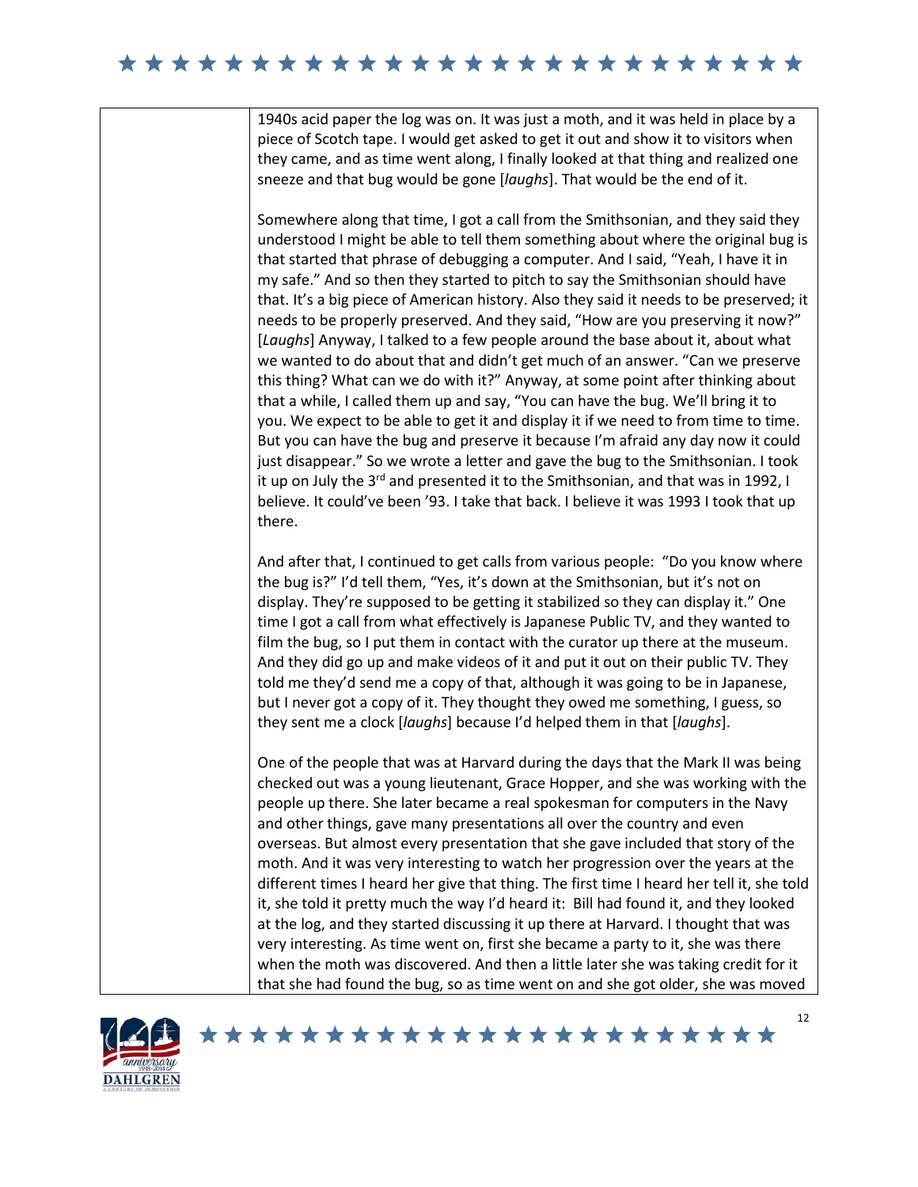1940s acid paper the log was on. It was just a moth, and it was held in place by a piece of Scotch tape. I would get asked to get it out and show it to visitors when they came, and as time went along, I finally looked at that thing and realized one sneeze and that bug would be gone [*laughs*]. That would be the end of it.

Somewhere along that time, I got a call from the Smithsonian, and they said they understood I might be able to tell them something about where the original bug is that started that phrase of debugging a computer. And I said, "Yeah, I have it in my safe." And so then they started to pitch to say the Smithsonian should have that. It's a big piece of American history. Also they said it needs to be preserved; it needs to be properly preserved. And they said, "How are you preserving it now?" [*Laughs*] Anyway, I talked to a few people around the base about it, about what we wanted to do about that and didn't get much of an answer. "Can we preserve this thing? What can we do with it?" Anyway, at some point after thinking about that a while, I called them up and say, "You can have the bug. We'll bring it to you. We expect to be able to get it and display it if we need to from time to time. But you can have the bug and preserve it because I'm afraid any day now it could just disappear." So we wrote a letter and gave the bug to the Smithsonian. I took it up on July the 3rd and presented it to the Smithsonian, and that was in 1992, I believe. It could've been '93. I take that back. I believe it was 1993 I took that up there.

And after that, I continued to get calls from various people: "Do you know where the bug is?" I'd tell them, "Yes, it's down at the Smithsonian, but it's not on display. They're supposed to be getting it stabilized so they can display it." One time I got a call from what effectively is Japanese Public TV, and they wanted to film the bug, so I put them in contact with the curator up there at the museum. And they did go up and make videos of it and put it out on their public TV. They told me they'd send me a copy of that, although it was going to be in Japanese, but I never got a copy of it. They thought they owed me something, I guess, so they sent me a clock [*laughs*] because I'd helped them in that [*laughs*].

One of the people that was at Harvard during the days that the Mark II was being checked out was a young lieutenant, Grace Hopper, and she was working with the people up there. She later became a real spokesman for computers in the Navy and other things, gave many presentations all over the country and even overseas. But almost every presentation that she gave included that story of the moth. And it was very interesting to watch her progression over the years at the different times I heard her give that thing. The first time I heard her tell it, she told it, she told it pretty much the way I'd heard it: Bill had found it, and they looked at the log, and they started discussing it up there at Harvard. I thought that was very interesting. As time went on, first she became a party to it, she was there when the moth was discovered. And then a little later she was taking credit for it that she had found the bug, so as time went on and she got older, she was moved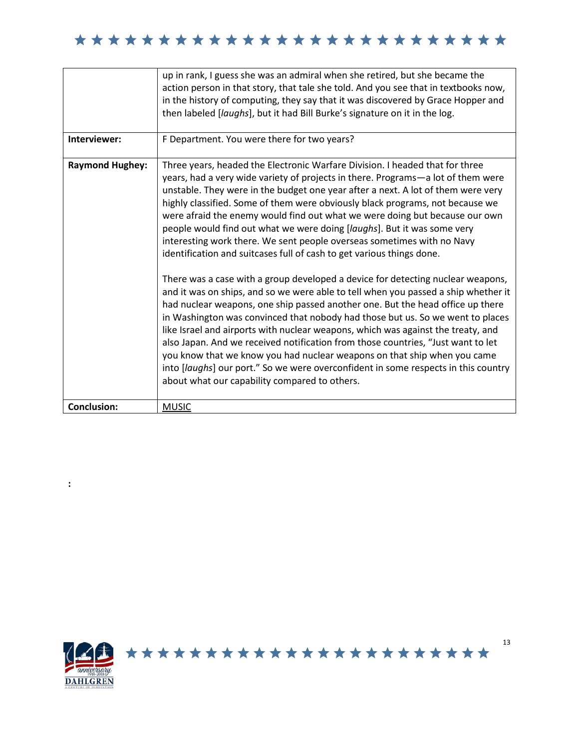| | |
|---|---|
| | up in rank, I guess she was an admiral when she retired, but she became the action person in that story, that tale she told. And you see that in textbooks now, in the history of computing, they say that it was discovered by Grace Hopper and then labeled [*laughs*], but it had Bill Burke's signature on it in the log. |
| **Interviewer:** | F Department. You were there for two years? |
| **Raymond Hughey:** | Three years, headed the Electronic Warfare Division. I headed that for three years, had a very wide variety of projects in there. Programs—a lot of them were unstable. They were in the budget one year after a next. A lot of them were very highly classified. Some of them were obviously black programs, not because we were afraid the enemy would find out what we were doing but because our own people would find out what we were doing [*laughs*]. But it was some very interesting work there. We sent people overseas sometimes with no Navy identification and suitcases full of cash to get various things done.<br><br>There was a case with a group developed a device for detecting nuclear weapons, and it was on ships, and so we were able to tell when you passed a ship whether it had nuclear weapons, one ship passed another one. But the head office up there in Washington was convinced that nobody had those but us. So we went to places like Israel and airports with nuclear weapons, which was against the treaty, and also Japan. And we received notification from those countries, "Just want to let you know that we know you had nuclear weapons on that ship when you came into [*laughs*] our port." So we were overconfident in some respects in this country about what our capability compared to others. |
| **Conclusion:** | MUSIC |

: